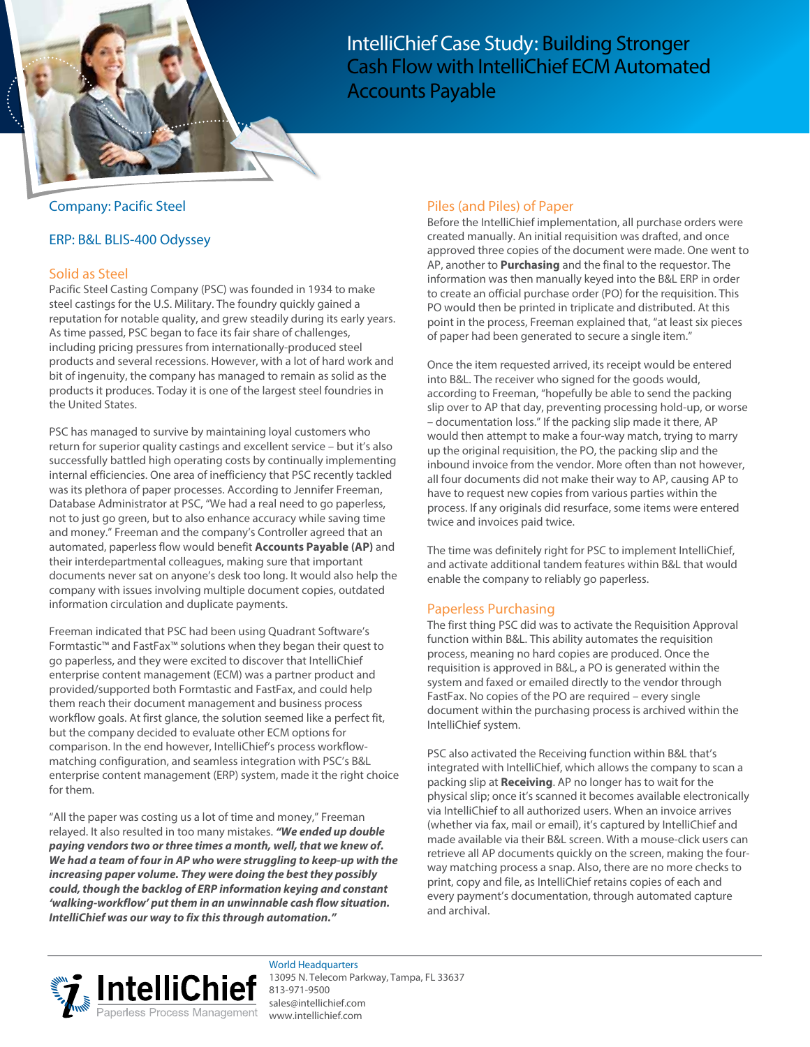# IntelliChief Case Study: Building Stronger Cash Flow with IntelliChief ECM Automated Accounts Payable

## Company: Pacific Steel

## ERP: B&L BLIS-400 Odyssey

## Solid as Steel

Pacific Steel Casting Company (PSC) was founded in 1934 to make steel castings for the U.S. Military. The foundry quickly gained a reputation for notable quality, and grew steadily during its early years. As time passed, PSC began to face its fair share of challenges, including pricing pressures from internationally-produced steel products and several recessions. However, with a lot of hard work and bit of ingenuity, the company has managed to remain as solid as the products it produces. Today it is one of the largest steel foundries in the United States.

PSC has managed to survive by maintaining loyal customers who return for superior quality castings and excellent service – but it's also successfully battled high operating costs by continually implementing internal efficiencies. One area of inefficiency that PSC recently tackled was its plethora of paper processes. According to Jennifer Freeman, Database Administrator at PSC, "We had a real need to go paperless, not to just go green, but to also enhance accuracy while saving time and money." Freeman and the company's Controller agreed that an automated, paperless flow would benefit **Accounts Payable (AP)** and their interdepartmental colleagues, making sure that important documents never sat on anyone's desk too long. It would also help the company with issues involving multiple document copies, outdated information circulation and duplicate payments.

Freeman indicated that PSC had been using Quadrant Software's Formtastic™ and FastFax™ solutions when they began their quest to go paperless, and they were excited to discover that IntelliChief enterprise content management (ECM) was a partner product and provided/supported both Formtastic and FastFax, and could help them reach their document management and business process workflow goals. At first glance, the solution seemed like a perfect fit, but the company decided to evaluate other ECM options for comparison. In the end however, IntelliChief's process workflow-matching configuration, and seamless integration with PSC's B&L enterprise content management (ERP) system, made it the right choice for them.

"All the paper was costing us a lot of time and money," Freeman relayed. It also resulted in too many mistakes. ***"We ended up double paying vendors two or three times a month, well, that we knew of. We had a team of four in AP who were struggling to keep-up with the increasing paper volume. They were doing the best they possibly could, though the backlog of ERP information keying and constant 'walking-workflow' put them in an unwinnable cash flow situation. IntelliChief was our way to fix this through automation."***

## Piles (and Piles) of Paper

Before the IntelliChief implementation, all purchase orders were created manually. An initial requisition was drafted, and once approved three copies of the document were made. One went to AP, another to **Purchasing** and the final to the requestor. The information was then manually keyed into the B&L ERP in order to create an official purchase order (PO) for the requisition. This PO would then be printed in triplicate and distributed. At this point in the process, Freeman explained that, "at least six pieces of paper had been generated to secure a single item."

Once the item requested arrived, its receipt would be entered into B&L. The receiver who signed for the goods would, according to Freeman, "hopefully be able to send the packing slip over to AP that day, preventing processing hold-up, or worse – documentation loss." If the packing slip made it there, AP would then attempt to make a four-way match, trying to marry up the original requisition, the PO, the packing slip and the inbound invoice from the vendor. More often than not however, all four documents did not make their way to AP, causing AP to have to request new copies from various parties within the process. If any originals did resurface, some items were entered twice and invoices paid twice.

The time was definitely right for PSC to implement IntelliChief, and activate additional tandem features within B&L that would enable the company to reliably go paperless.

## Paperless Purchasing

The first thing PSC did was to activate the Requisition Approval function within B&L. This ability automates the requisition process, meaning no hard copies are produced. Once the requisition is approved in B&L, a PO is generated within the system and faxed or emailed directly to the vendor through FastFax. No copies of the PO are required – every single document within the purchasing process is archived within the IntelliChief system.

PSC also activated the Receiving function within B&L that's integrated with IntelliChief, which allows the company to scan a packing slip at **Receiving**. AP no longer has to wait for the physical slip; once it's scanned it becomes available electronically via IntelliChief to all authorized users. When an invoice arrives (whether via fax, mail or email), it's captured by IntelliChief and made available via their B&L screen. With a mouse-click users can retrieve all AP documents quickly on the screen, making the four-way matching process a snap. Also, there are no more checks to print, copy and file, as IntelliChief retains copies of each and every payment's documentation, through automated capture and archival.

**IntelliChief** — Paperless Process Management

World Headquarters
13095 N. Telecom Parkway, Tampa, FL 33637
813-971-9500
sales@intellichief.com
www.intellichief.com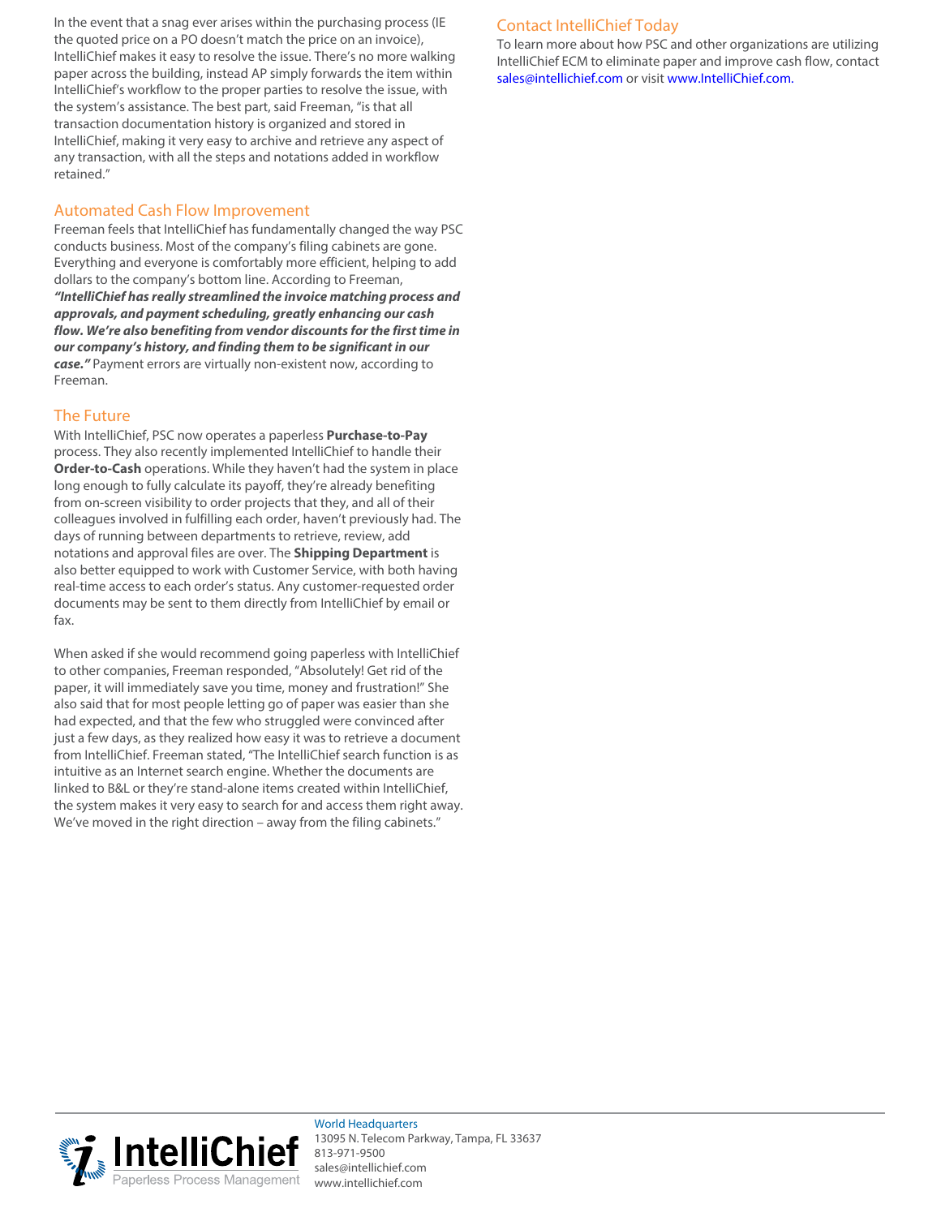In the event that a snag ever arises within the purchasing process (IE the quoted price on a PO doesn't match the price on an invoice), IntelliChief makes it easy to resolve the issue. There's no more walking paper across the building, instead AP simply forwards the item within IntelliChief's workflow to the proper parties to resolve the issue, with the system's assistance. The best part, said Freeman, "is that all transaction documentation history is organized and stored in IntelliChief, making it very easy to archive and retrieve any aspect of any transaction, with all the steps and notations added in workflow retained."

## Automated Cash Flow Improvement

Freeman feels that IntelliChief has fundamentally changed the way PSC conducts business. Most of the company's filing cabinets are gone. Everything and everyone is comfortably more efficient, helping to add dollars to the company's bottom line. According to Freeman, ***"IntelliChief has really streamlined the invoice matching process and approvals, and payment scheduling, greatly enhancing our cash flow. We're also benefiting from vendor discounts for the first time in our company's history, and finding them to be significant in our case."*** Payment errors are virtually non-existent now, according to Freeman.

## The Future

With IntelliChief, PSC now operates a paperless **Purchase-to-Pay** process. They also recently implemented IntelliChief to handle their **Order-to-Cash** operations. While they haven't had the system in place long enough to fully calculate its payoff, they're already benefiting from on-screen visibility to order projects that they, and all of their colleagues involved in fulfilling each order, haven't previously had. The days of running between departments to retrieve, review, add notations and approval files are over. The **Shipping Department** is also better equipped to work with Customer Service, with both having real-time access to each order's status. Any customer-requested order documents may be sent to them directly from IntelliChief by email or fax.

When asked if she would recommend going paperless with IntelliChief to other companies, Freeman responded, "Absolutely! Get rid of the paper, it will immediately save you time, money and frustration!" She also said that for most people letting go of paper was easier than she had expected, and that the few who struggled were convinced after just a few days, as they realized how easy it was to retrieve a document from IntelliChief. Freeman stated, "The IntelliChief search function is as intuitive as an Internet search engine. Whether the documents are linked to B&L or they're stand-alone items created within IntelliChief, the system makes it very easy to search for and access them right away. We've moved in the right direction – away from the filing cabinets."

## Contact IntelliChief Today

To learn more about how PSC and other organizations are utilizing IntelliChief ECM to eliminate paper and improve cash flow, contact sales@intellichief.com or visit www.IntelliChief.com.

IntelliChief
Paperless Process Management

World Headquarters
13095 N. Telecom Parkway, Tampa, FL 33637
813-971-9500
sales@intellichief.com
www.intellichief.com